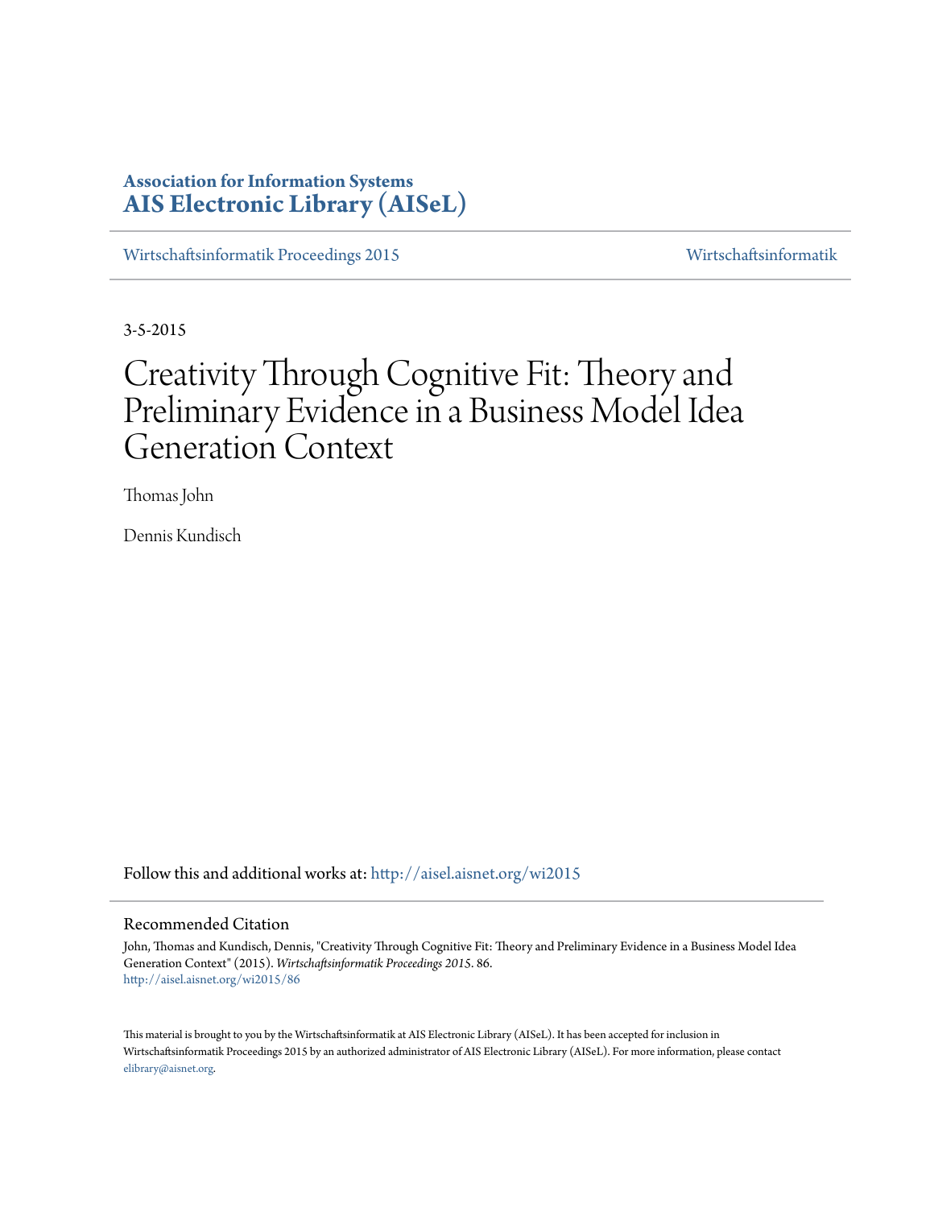**Association for Information Systems**
**AIS Electronic Library (AISeL)**

Wirtschaftsinformatik Proceedings 2015 | Wirtschaftsinformatik

3-5-2015

# Creativity Through Cognitive Fit: Theory and Preliminary Evidence in a Business Model Idea Generation Context

Thomas John

Dennis Kundisch

Follow this and additional works at: http://aisel.aisnet.org/wi2015

## Recommended Citation

John, Thomas and Kundisch, Dennis, "Creativity Through Cognitive Fit: Theory and Preliminary Evidence in a Business Model Idea Generation Context" (2015). *Wirtschaftsinformatik Proceedings 2015*. 86.
http://aisel.aisnet.org/wi2015/86

This material is brought to you by the Wirtschaftsinformatik at AIS Electronic Library (AISeL). It has been accepted for inclusion in Wirtschaftsinformatik Proceedings 2015 by an authorized administrator of AIS Electronic Library (AISeL). For more information, please contact elibrary@aisnet.org.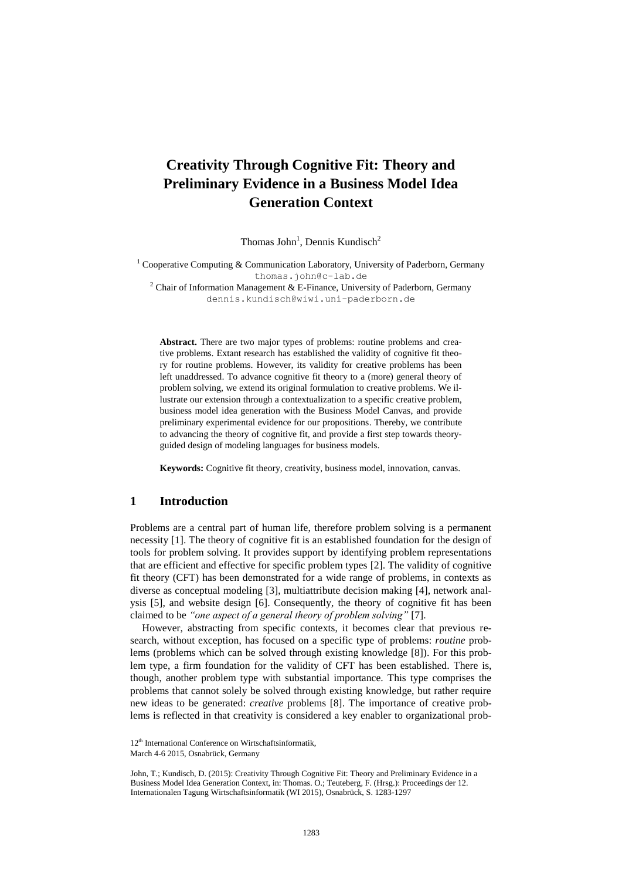# Creativity Through Cognitive Fit: Theory and Preliminary Evidence in a Business Model Idea Generation Context

Thomas John[1], Dennis Kundisch[2]

[1] Cooperative Computing & Communication Laboratory, University of Paderborn, Germany
thomas.john@c-lab.de
[2] Chair of Information Management & E-Finance, University of Paderborn, Germany
dennis.kundisch@wiwi.uni-paderborn.de

**Abstract.** There are two major types of problems: routine problems and creative problems. Extant research has established the validity of cognitive fit theory for routine problems. However, its validity for creative problems has been left unaddressed. To advance cognitive fit theory to a (more) general theory of problem solving, we extend its original formulation to creative problems. We illustrate our extension through a contextualization to a specific creative problem, business model idea generation with the Business Model Canvas, and provide preliminary experimental evidence for our propositions. Thereby, we contribute to advancing the theory of cognitive fit, and provide a first step towards theory-guided design of modeling languages for business models.

**Keywords:** Cognitive fit theory, creativity, business model, innovation, canvas.

## 1 Introduction

Problems are a central part of human life, therefore problem solving is a permanent necessity [1]. The theory of cognitive fit is an established foundation for the design of tools for problem solving. It provides support by identifying problem representations that are efficient and effective for specific problem types [2]. The validity of cognitive fit theory (CFT) has been demonstrated for a wide range of problems, in contexts as diverse as conceptual modeling [3], multiattribute decision making [4], network analysis [5], and website design [6]. Consequently, the theory of cognitive fit has been claimed to be *"one aspect of a general theory of problem solving"* [7].

However, abstracting from specific contexts, it becomes clear that previous research, without exception, has focused on a specific type of problems: *routine* problems (problems which can be solved through existing knowledge [8]). For this problem type, a firm foundation for the validity of CFT has been established. There is, though, another problem type with substantial importance. This type comprises the problems that cannot solely be solved through existing knowledge, but rather require new ideas to be generated: *creative* problems [8]. The importance of creative problems is reflected in that creativity is considered a key enabler to organizational prob-

12th International Conference on Wirtschaftsinformatik,
March 4-6 2015, Osnabrück, Germany

John, T.; Kundisch, D. (2015): Creativity Through Cognitive Fit: Theory and Preliminary Evidence in a Business Model Idea Generation Context, in: Thomas. O.; Teuteberg, F. (Hrsg.): Proceedings der 12. Internationalen Tagung Wirtschaftsinformatik (WI 2015), Osnabrück, S. 1283-1297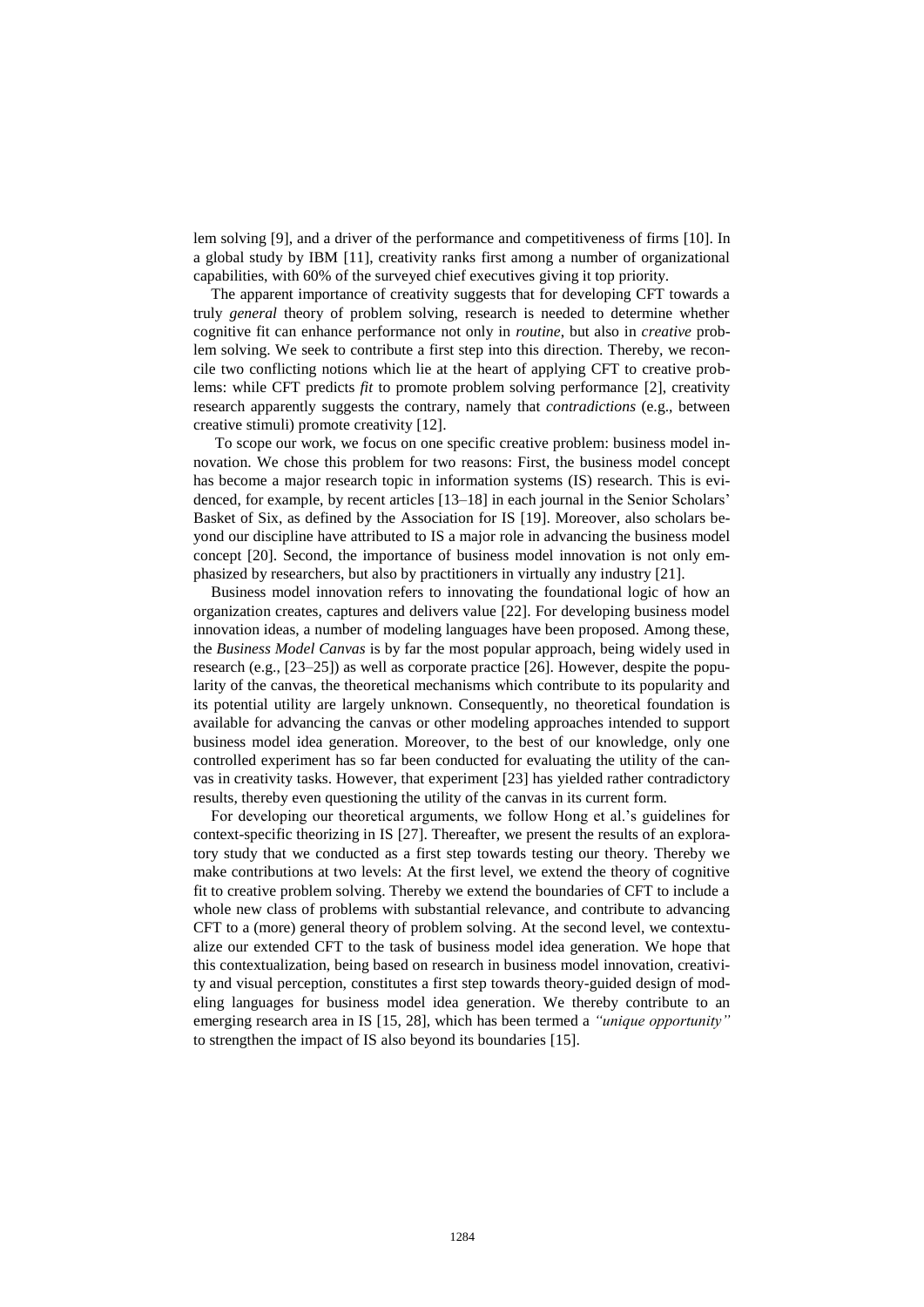lem solving [9], and a driver of the performance and competitiveness of firms [10]. In a global study by IBM [11], creativity ranks first among a number of organizational capabilities, with 60% of the surveyed chief executives giving it top priority.

The apparent importance of creativity suggests that for developing CFT towards a truly *general* theory of problem solving, research is needed to determine whether cognitive fit can enhance performance not only in *routine*, but also in *creative* problem solving. We seek to contribute a first step into this direction. Thereby, we reconcile two conflicting notions which lie at the heart of applying CFT to creative problems: while CFT predicts *fit* to promote problem solving performance [2], creativity research apparently suggests the contrary, namely that *contradictions* (e.g., between creative stimuli) promote creativity [12].

To scope our work, we focus on one specific creative problem: business model innovation. We chose this problem for two reasons: First, the business model concept has become a major research topic in information systems (IS) research. This is evidenced, for example, by recent articles [13–18] in each journal in the Senior Scholars' Basket of Six, as defined by the Association for IS [19]. Moreover, also scholars beyond our discipline have attributed to IS a major role in advancing the business model concept [20]. Second, the importance of business model innovation is not only emphasized by researchers, but also by practitioners in virtually any industry [21].

Business model innovation refers to innovating the foundational logic of how an organization creates, captures and delivers value [22]. For developing business model innovation ideas, a number of modeling languages have been proposed. Among these, the *Business Model Canvas* is by far the most popular approach, being widely used in research (e.g., [23–25]) as well as corporate practice [26]. However, despite the popularity of the canvas, the theoretical mechanisms which contribute to its popularity and its potential utility are largely unknown. Consequently, no theoretical foundation is available for advancing the canvas or other modeling approaches intended to support business model idea generation. Moreover, to the best of our knowledge, only one controlled experiment has so far been conducted for evaluating the utility of the canvas in creativity tasks. However, that experiment [23] has yielded rather contradictory results, thereby even questioning the utility of the canvas in its current form.

For developing our theoretical arguments, we follow Hong et al.'s guidelines for context-specific theorizing in IS [27]. Thereafter, we present the results of an exploratory study that we conducted as a first step towards testing our theory. Thereby we make contributions at two levels: At the first level, we extend the theory of cognitive fit to creative problem solving. Thereby we extend the boundaries of CFT to include a whole new class of problems with substantial relevance, and contribute to advancing CFT to a (more) general theory of problem solving. At the second level, we contextualize our extended CFT to the task of business model idea generation. We hope that this contextualization, being based on research in business model innovation, creativity and visual perception, constitutes a first step towards theory-guided design of modeling languages for business model idea generation. We thereby contribute to an emerging research area in IS [15, 28], which has been termed a *"unique opportunity"* to strengthen the impact of IS also beyond its boundaries [15].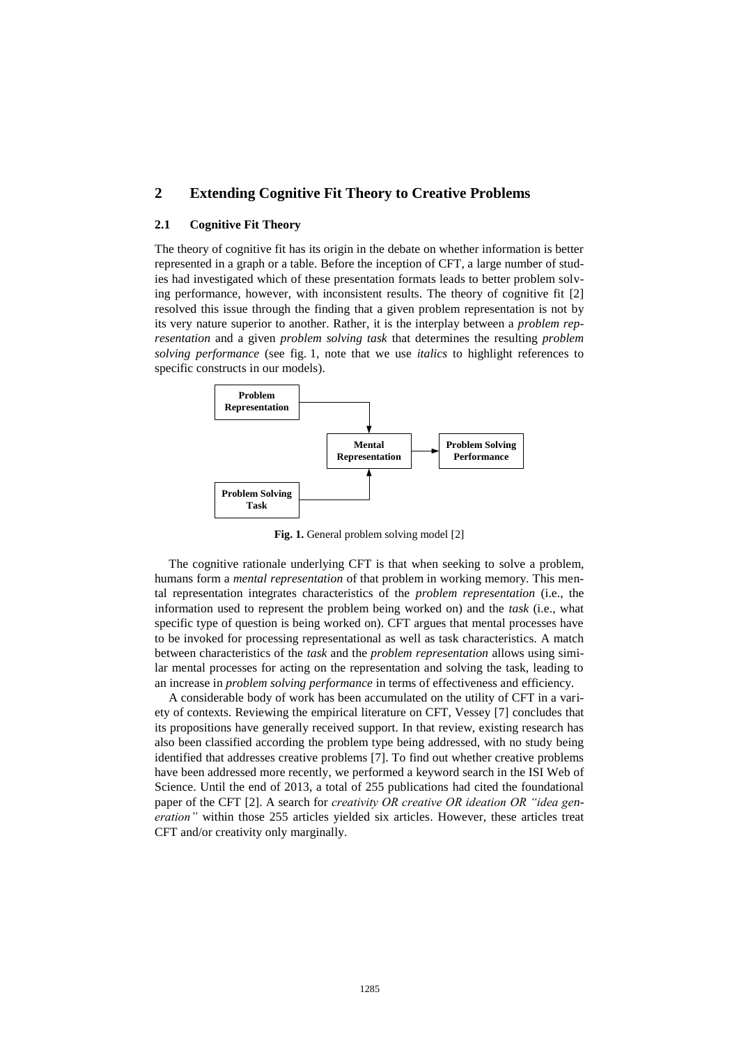## 2 Extending Cognitive Fit Theory to Creative Problems

### 2.1 Cognitive Fit Theory

The theory of cognitive fit has its origin in the debate on whether information is better represented in a graph or a table. Before the inception of CFT, a large number of studies had investigated which of these presentation formats leads to better problem solving performance, however, with inconsistent results. The theory of cognitive fit [2] resolved this issue through the finding that a given problem representation is not by its very nature superior to another. Rather, it is the interplay between a *problem representation* and a given *problem solving task* that determines the resulting *problem solving performance* (see fig. 1, note that we use *italics* to highlight references to specific constructs in our models).

**Fig. 1.** General problem solving model [2]

The cognitive rationale underlying CFT is that when seeking to solve a problem, humans form a *mental representation* of that problem in working memory. This mental representation integrates characteristics of the *problem representation* (i.e., the information used to represent the problem being worked on) and the *task* (i.e., what specific type of question is being worked on). CFT argues that mental processes have to be invoked for processing representational as well as task characteristics. A match between characteristics of the *task* and the *problem representation* allows using similar mental processes for acting on the representation and solving the task, leading to an increase in *problem solving performance* in terms of effectiveness and efficiency.

A considerable body of work has been accumulated on the utility of CFT in a variety of contexts. Reviewing the empirical literature on CFT, Vessey [7] concludes that its propositions have generally received support. In that review, existing research has also been classified according the problem type being addressed, with no study being identified that addresses creative problems [7]. To find out whether creative problems have been addressed more recently, we performed a keyword search in the ISI Web of Science. Until the end of 2013, a total of 255 publications had cited the foundational paper of the CFT [2]. A search for *creativity OR creative OR ideation OR "idea generation"* within those 255 articles yielded six articles. However, these articles treat CFT and/or creativity only marginally.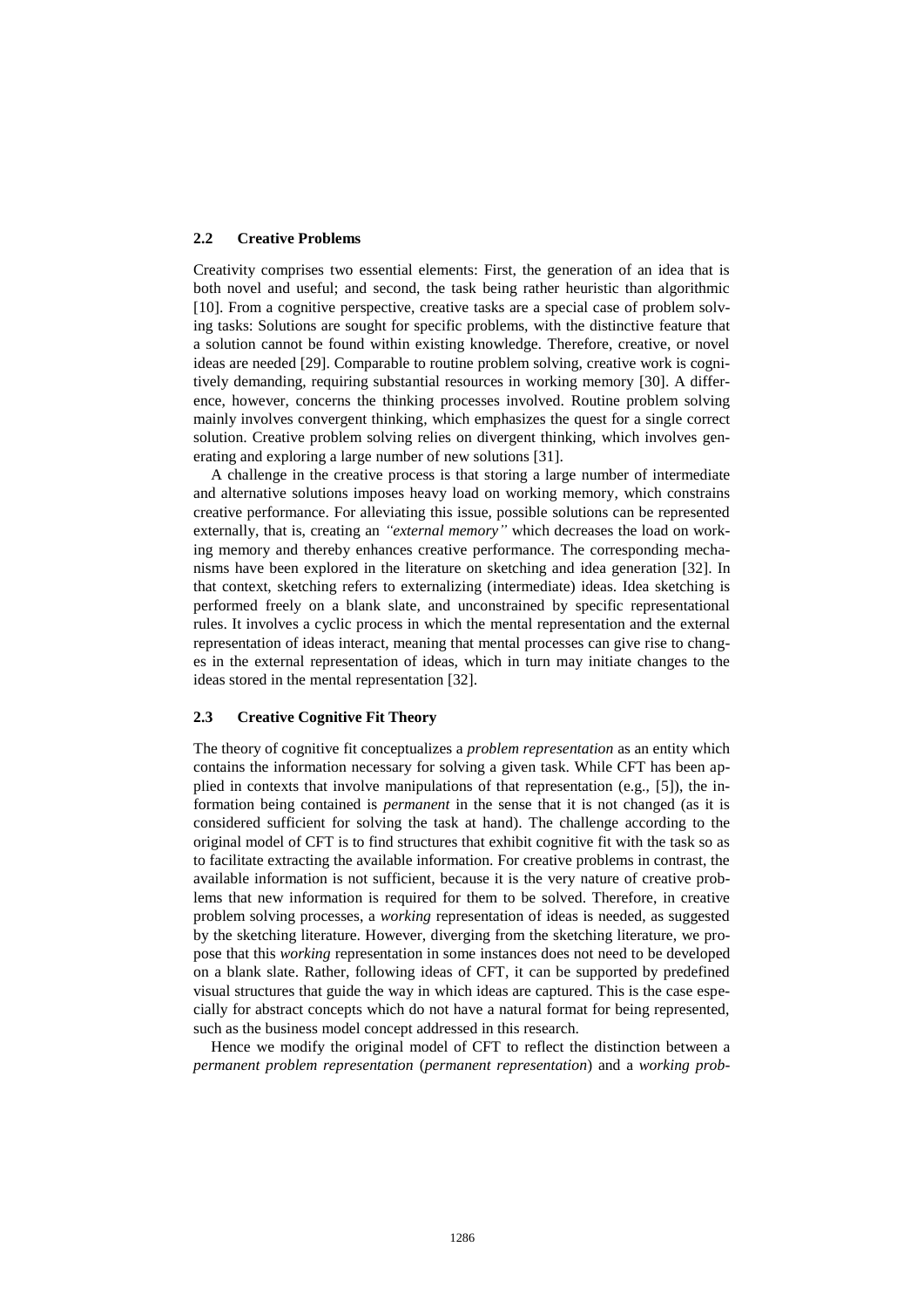### 2.2 Creative Problems

Creativity comprises two essential elements: First, the generation of an idea that is both novel and useful; and second, the task being rather heuristic than algorithmic [10]. From a cognitive perspective, creative tasks are a special case of problem solving tasks: Solutions are sought for specific problems, with the distinctive feature that a solution cannot be found within existing knowledge. Therefore, creative, or novel ideas are needed [29]. Comparable to routine problem solving, creative work is cognitively demanding, requiring substantial resources in working memory [30]. A difference, however, concerns the thinking processes involved. Routine problem solving mainly involves convergent thinking, which emphasizes the quest for a single correct solution. Creative problem solving relies on divergent thinking, which involves generating and exploring a large number of new solutions [31].

A challenge in the creative process is that storing a large number of intermediate and alternative solutions imposes heavy load on working memory, which constrains creative performance. For alleviating this issue, possible solutions can be represented externally, that is, creating an *"external memory"* which decreases the load on working memory and thereby enhances creative performance. The corresponding mechanisms have been explored in the literature on sketching and idea generation [32]. In that context, sketching refers to externalizing (intermediate) ideas. Idea sketching is performed freely on a blank slate, and unconstrained by specific representational rules. It involves a cyclic process in which the mental representation and the external representation of ideas interact, meaning that mental processes can give rise to changes in the external representation of ideas, which in turn may initiate changes to the ideas stored in the mental representation [32].

### 2.3 Creative Cognitive Fit Theory

The theory of cognitive fit conceptualizes a *problem representation* as an entity which contains the information necessary for solving a given task. While CFT has been applied in contexts that involve manipulations of that representation (e.g., [5]), the information being contained is *permanent* in the sense that it is not changed (as it is considered sufficient for solving the task at hand). The challenge according to the original model of CFT is to find structures that exhibit cognitive fit with the task so as to facilitate extracting the available information. For creative problems in contrast, the available information is not sufficient, because it is the very nature of creative problems that new information is required for them to be solved. Therefore, in creative problem solving processes, a *working* representation of ideas is needed, as suggested by the sketching literature. However, diverging from the sketching literature, we propose that this *working* representation in some instances does not need to be developed on a blank slate. Rather, following ideas of CFT, it can be supported by predefined visual structures that guide the way in which ideas are captured. This is the case especially for abstract concepts which do not have a natural format for being represented, such as the business model concept addressed in this research.

Hence we modify the original model of CFT to reflect the distinction between a *permanent problem representation* (*permanent representation*) and a *working prob-*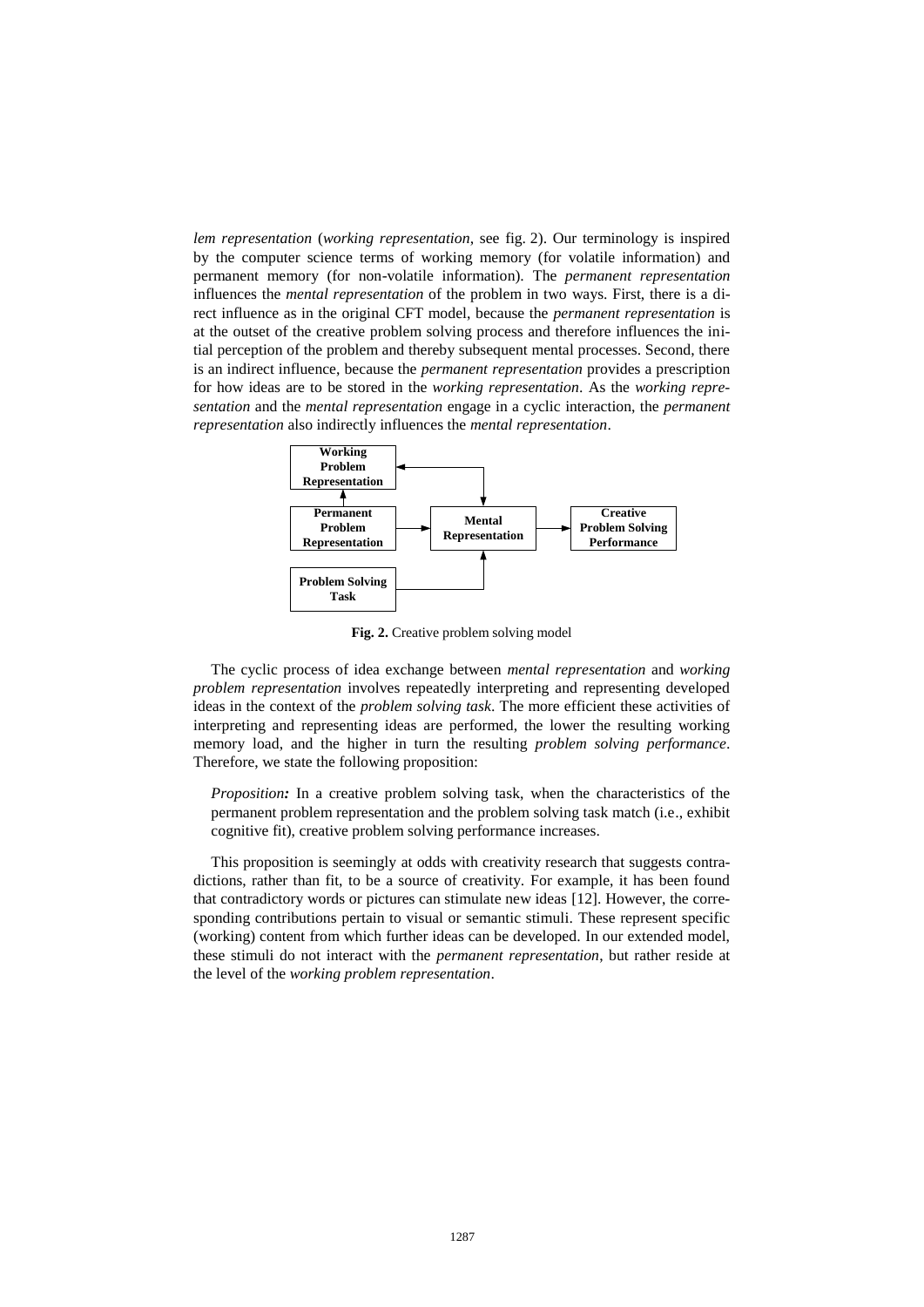*lem representation* (*working representation*, see fig. 2). Our terminology is inspired by the computer science terms of working memory (for volatile information) and permanent memory (for non-volatile information). The *permanent representation* influences the *mental representation* of the problem in two ways. First, there is a direct influence as in the original CFT model, because the *permanent representation* is at the outset of the creative problem solving process and therefore influences the initial perception of the problem and thereby subsequent mental processes. Second, there is an indirect influence, because the *permanent representation* provides a prescription for how ideas are to be stored in the *working representation*. As the *working representation* and the *mental representation* engage in a cyclic interaction, the *permanent representation* also indirectly influences the *mental representation*.

**Fig. 2.** Creative problem solving model

The cyclic process of idea exchange between *mental representation* and *working problem representation* involves repeatedly interpreting and representing developed ideas in the context of the *problem solving task*. The more efficient these activities of interpreting and representing ideas are performed, the lower the resulting working memory load, and the higher in turn the resulting *problem solving performance*. Therefore, we state the following proposition:

> *Proposition:* In a creative problem solving task, when the characteristics of the permanent problem representation and the problem solving task match (i.e., exhibit cognitive fit), creative problem solving performance increases.

This proposition is seemingly at odds with creativity research that suggests contradictions, rather than fit, to be a source of creativity. For example, it has been found that contradictory words or pictures can stimulate new ideas [12]. However, the corresponding contributions pertain to visual or semantic stimuli. These represent specific (working) content from which further ideas can be developed. In our extended model, these stimuli do not interact with the *permanent representation*, but rather reside at the level of the *working problem representation*.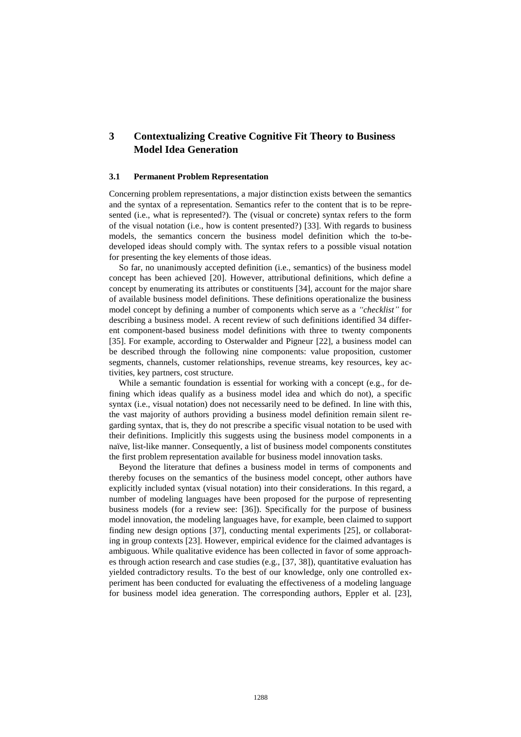## 3 Contextualizing Creative Cognitive Fit Theory to Business Model Idea Generation

### 3.1 Permanent Problem Representation

Concerning problem representations, a major distinction exists between the semantics and the syntax of a representation. Semantics refer to the content that is to be represented (i.e., what is represented?). The (visual or concrete) syntax refers to the form of the visual notation (i.e., how is content presented?) [33]. With regards to business models, the semantics concern the business model definition which the to-be-developed ideas should comply with. The syntax refers to a possible visual notation for presenting the key elements of those ideas.

So far, no unanimously accepted definition (i.e., semantics) of the business model concept has been achieved [20]. However, attributional definitions, which define a concept by enumerating its attributes or constituents [34], account for the major share of available business model definitions. These definitions operationalize the business model concept by defining a number of components which serve as a *"checklist"* for describing a business model. A recent review of such definitions identified 34 different component-based business model definitions with three to twenty components [35]. For example, according to Osterwalder and Pigneur [22], a business model can be described through the following nine components: value proposition, customer segments, channels, customer relationships, revenue streams, key resources, key activities, key partners, cost structure.

While a semantic foundation is essential for working with a concept (e.g., for defining which ideas qualify as a business model idea and which do not), a specific syntax (i.e., visual notation) does not necessarily need to be defined. In line with this, the vast majority of authors providing a business model definition remain silent regarding syntax, that is, they do not prescribe a specific visual notation to be used with their definitions. Implicitly this suggests using the business model components in a naïve, list-like manner. Consequently, a list of business model components constitutes the first problem representation available for business model innovation tasks.

Beyond the literature that defines a business model in terms of components and thereby focuses on the semantics of the business model concept, other authors have explicitly included syntax (visual notation) into their considerations. In this regard, a number of modeling languages have been proposed for the purpose of representing business models (for a review see: [36]). Specifically for the purpose of business model innovation, the modeling languages have, for example, been claimed to support finding new design options [37], conducting mental experiments [25], or collaborating in group contexts [23]. However, empirical evidence for the claimed advantages is ambiguous. While qualitative evidence has been collected in favor of some approaches through action research and case studies (e.g., [37, 38]), quantitative evaluation has yielded contradictory results. To the best of our knowledge, only one controlled experiment has been conducted for evaluating the effectiveness of a modeling language for business model idea generation. The corresponding authors, Eppler et al. [23],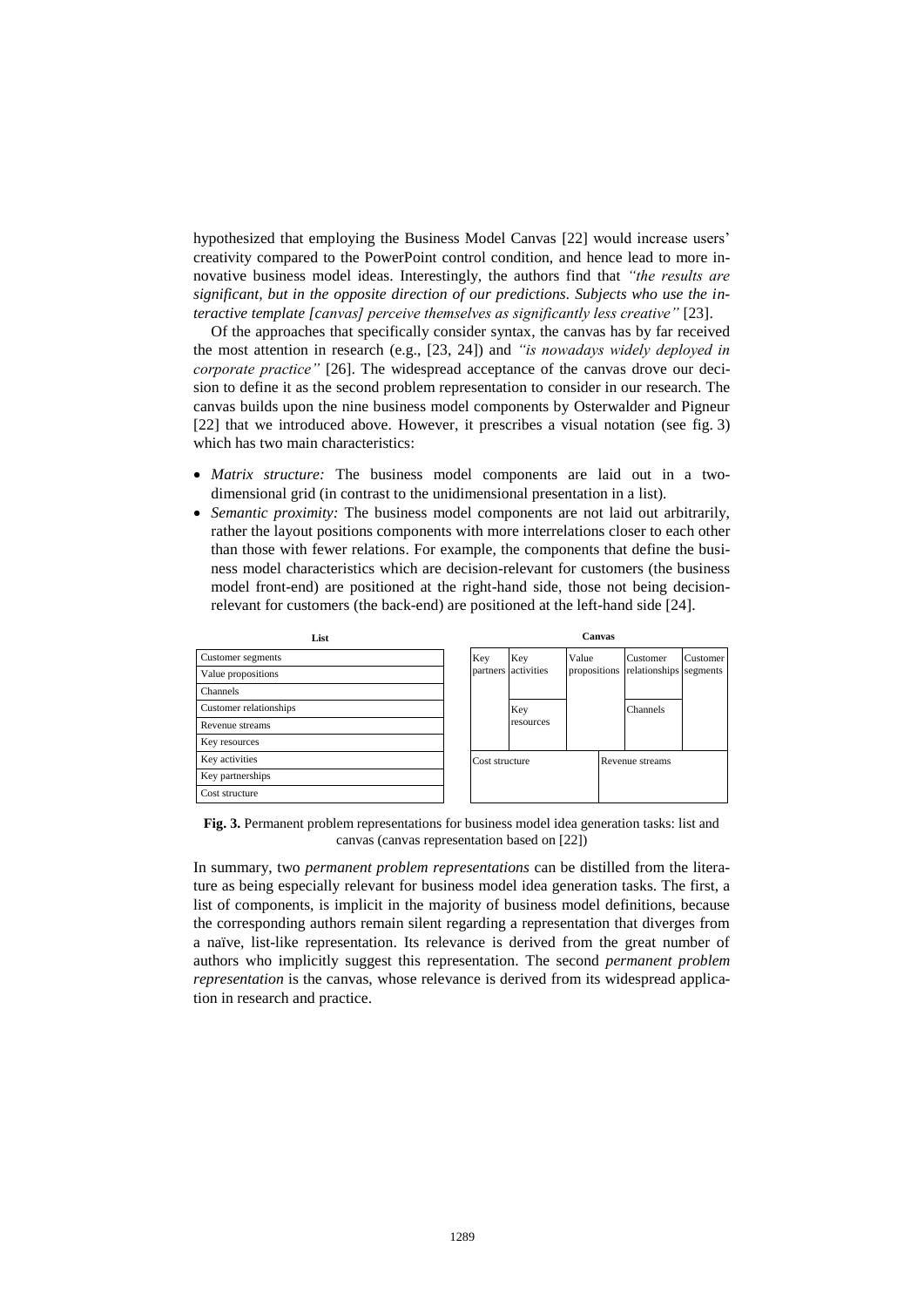hypothesized that employing the Business Model Canvas [22] would increase users' creativity compared to the PowerPoint control condition, and hence lead to more innovative business model ideas. Interestingly, the authors find that *"the results are significant, but in the opposite direction of our predictions. Subjects who use the interactive template [canvas] perceive themselves as significantly less creative"* [23].

Of the approaches that specifically consider syntax, the canvas has by far received the most attention in research (e.g., [23, 24]) and *"is nowadays widely deployed in corporate practice"* [26]. The widespread acceptance of the canvas drove our decision to define it as the second problem representation to consider in our research. The canvas builds upon the nine business model components by Osterwalder and Pigneur [22] that we introduced above. However, it prescribes a visual notation (see fig. 3) which has two main characteristics:

- *Matrix structure:* The business model components are laid out in a two-dimensional grid (in contrast to the unidimensional presentation in a list).
- *Semantic proximity:* The business model components are not laid out arbitrarily, rather the layout positions components with more interrelations closer to each other than those with fewer relations. For example, the components that define the business model characteristics which are decision-relevant for customers (the business model front-end) are positioned at the right-hand side, those not being decision-relevant for customers (the back-end) are positioned at the left-hand side [24].

**List**

| Customer segments |
|---|
| Value propositions |
| Channels |
| Customer relationships |
| Revenue streams |
| Key resources |
| Key activities |
| Key partnerships |
| Cost structure |

**Canvas**

| Key partners | Key activities / Key resources | Value propositions | Customer relationships / Channels | Customer segments |
|---|---|---|---|---|
| Cost structure | | | Revenue streams | |

**Fig. 3.** Permanent problem representations for business model idea generation tasks: list and canvas (canvas representation based on [22])

In summary, two *permanent problem representations* can be distilled from the literature as being especially relevant for business model idea generation tasks. The first, a list of components, is implicit in the majority of business model definitions, because the corresponding authors remain silent regarding a representation that diverges from a naïve, list-like representation. Its relevance is derived from the great number of authors who implicitly suggest this representation. The second *permanent problem representation* is the canvas, whose relevance is derived from its widespread application in research and practice.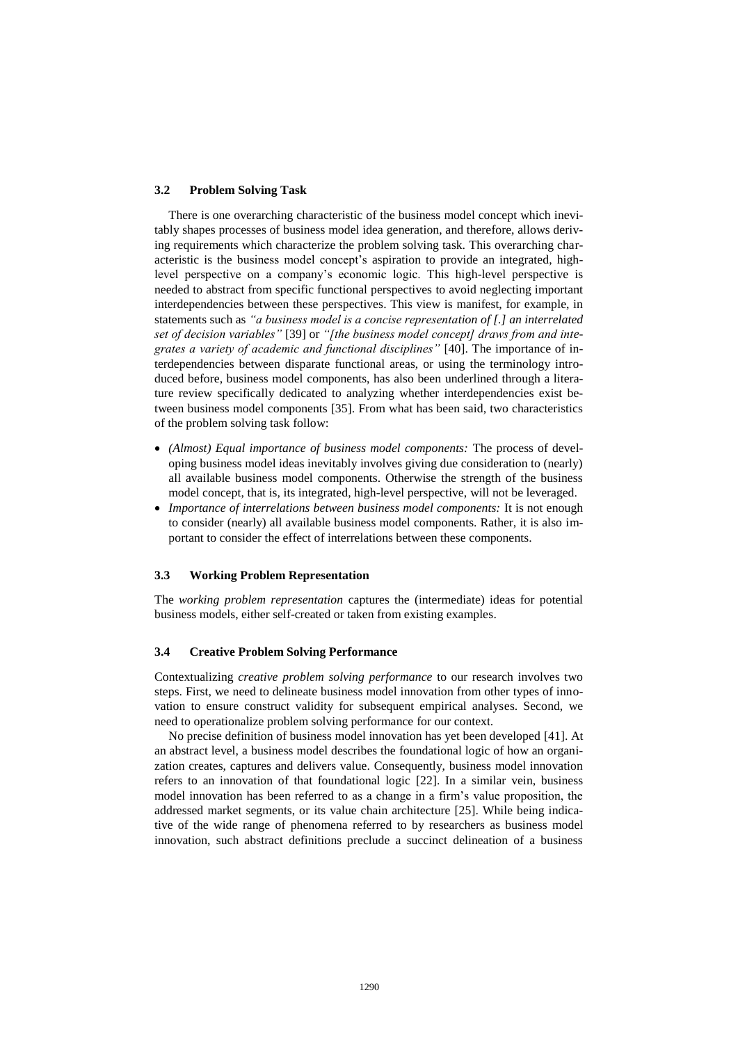### 3.2 Problem Solving Task

There is one overarching characteristic of the business model concept which inevitably shapes processes of business model idea generation, and therefore, allows deriving requirements which characterize the problem solving task. This overarching characteristic is the business model concept's aspiration to provide an integrated, high-level perspective on a company's economic logic. This high-level perspective is needed to abstract from specific functional perspectives to avoid neglecting important interdependencies between these perspectives. This view is manifest, for example, in statements such as *"a business model is a concise representation of [.] an interrelated set of decision variables"* [39] or *"[the business model concept] draws from and integrates a variety of academic and functional disciplines"* [40]. The importance of interdependencies between disparate functional areas, or using the terminology introduced before, business model components, has also been underlined through a literature review specifically dedicated to analyzing whether interdependencies exist between business model components [35]. From what has been said, two characteristics of the problem solving task follow:

- *(Almost) Equal importance of business model components:* The process of developing business model ideas inevitably involves giving due consideration to (nearly) all available business model components. Otherwise the strength of the business model concept, that is, its integrated, high-level perspective, will not be leveraged.
- *Importance of interrelations between business model components:* It is not enough to consider (nearly) all available business model components. Rather, it is also important to consider the effect of interrelations between these components.

### 3.3 Working Problem Representation

The *working problem representation* captures the (intermediate) ideas for potential business models, either self-created or taken from existing examples.

### 3.4 Creative Problem Solving Performance

Contextualizing *creative problem solving performance* to our research involves two steps. First, we need to delineate business model innovation from other types of innovation to ensure construct validity for subsequent empirical analyses. Second, we need to operationalize problem solving performance for our context.

No precise definition of business model innovation has yet been developed [41]. At an abstract level, a business model describes the foundational logic of how an organization creates, captures and delivers value. Consequently, business model innovation refers to an innovation of that foundational logic [22]. In a similar vein, business model innovation has been referred to as a change in a firm's value proposition, the addressed market segments, or its value chain architecture [25]. While being indicative of the wide range of phenomena referred to by researchers as business model innovation, such abstract definitions preclude a succinct delineation of a business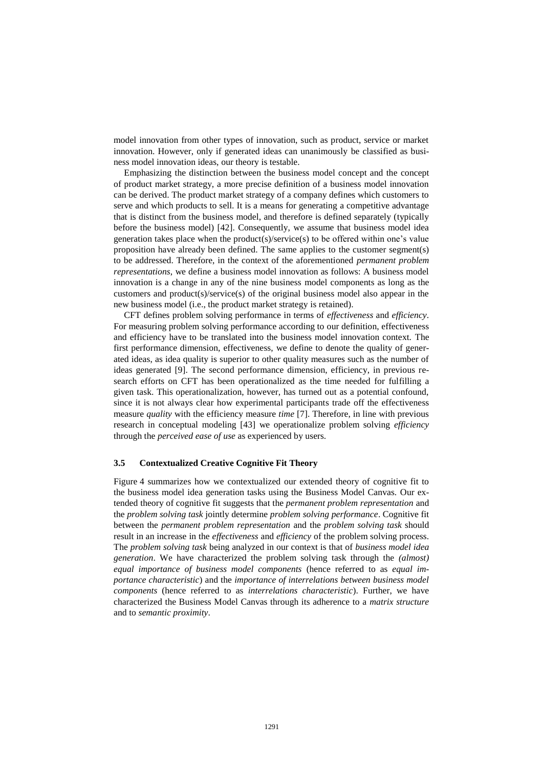model innovation from other types of innovation, such as product, service or market innovation. However, only if generated ideas can unanimously be classified as business model innovation ideas, our theory is testable.

Emphasizing the distinction between the business model concept and the concept of product market strategy, a more precise definition of a business model innovation can be derived. The product market strategy of a company defines which customers to serve and which products to sell. It is a means for generating a competitive advantage that is distinct from the business model, and therefore is defined separately (typically before the business model) [42]. Consequently, we assume that business model idea generation takes place when the product(s)/service(s) to be offered within one's value proposition have already been defined. The same applies to the customer segment(s) to be addressed. Therefore, in the context of the aforementioned *permanent problem representations*, we define a business model innovation as follows: A business model innovation is a change in any of the nine business model components as long as the customers and product(s)/service(s) of the original business model also appear in the new business model (i.e., the product market strategy is retained).

CFT defines problem solving performance in terms of *effectiveness* and *efficiency*. For measuring problem solving performance according to our definition, effectiveness and efficiency have to be translated into the business model innovation context. The first performance dimension, effectiveness, we define to denote the quality of generated ideas, as idea quality is superior to other quality measures such as the number of ideas generated [9]. The second performance dimension, efficiency, in previous research efforts on CFT has been operationalized as the time needed for fulfilling a given task. This operationalization, however, has turned out as a potential confound, since it is not always clear how experimental participants trade off the effectiveness measure *quality* with the efficiency measure *time* [7]. Therefore, in line with previous research in conceptual modeling [43] we operationalize problem solving *efficiency* through the *perceived ease of use* as experienced by users.

### 3.5 Contextualized Creative Cognitive Fit Theory

Figure 4 summarizes how we contextualized our extended theory of cognitive fit to the business model idea generation tasks using the Business Model Canvas. Our extended theory of cognitive fit suggests that the *permanent problem representation* and the *problem solving task* jointly determine *problem solving performance*. Cognitive fit between the *permanent problem representation* and the *problem solving task* should result in an increase in the *effectiveness* and *efficiency* of the problem solving process. The *problem solving task* being analyzed in our context is that of *business model idea generation*. We have characterized the problem solving task through the *(almost) equal importance of business model components* (hence referred to as *equal importance characteristic*) and the *importance of interrelations between business model components* (hence referred to as *interrelations characteristic*). Further, we have characterized the Business Model Canvas through its adherence to a *matrix structure* and to *semantic proximity*.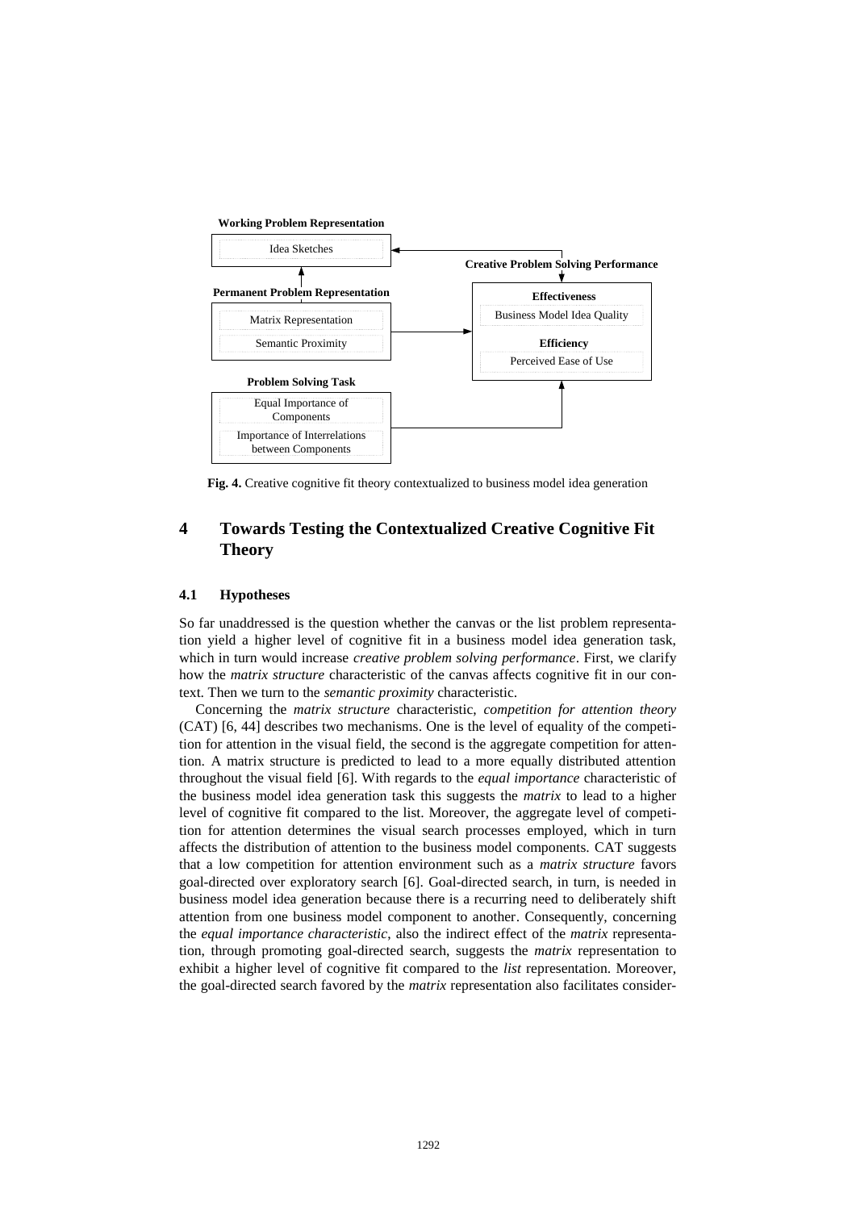**Fig. 4.** Creative cognitive fit theory contextualized to business model idea generation

## 4 Towards Testing the Contextualized Creative Cognitive Fit Theory

### 4.1 Hypotheses

So far unaddressed is the question whether the canvas or the list problem representation yield a higher level of cognitive fit in a business model idea generation task, which in turn would increase *creative problem solving performance*. First, we clarify how the *matrix structure* characteristic of the canvas affects cognitive fit in our context. Then we turn to the *semantic proximity* characteristic.

Concerning the *matrix structure* characteristic, *competition for attention theory* (CAT) [6, 44] describes two mechanisms. One is the level of equality of the competition for attention in the visual field, the second is the aggregate competition for attention. A matrix structure is predicted to lead to a more equally distributed attention throughout the visual field [6]. With regards to the *equal importance* characteristic of the business model idea generation task this suggests the *matrix* to lead to a higher level of cognitive fit compared to the list. Moreover, the aggregate level of competition for attention determines the visual search processes employed, which in turn affects the distribution of attention to the business model components. CAT suggests that a low competition for attention environment such as a *matrix structure* favors goal-directed over exploratory search [6]. Goal-directed search, in turn, is needed in business model idea generation because there is a recurring need to deliberately shift attention from one business model component to another. Consequently, concerning the *equal importance characteristic*, also the indirect effect of the *matrix* representation, through promoting goal-directed search, suggests the *matrix* representation to exhibit a higher level of cognitive fit compared to the *list* representation. Moreover, the goal-directed search favored by the *matrix* representation also facilitates consider-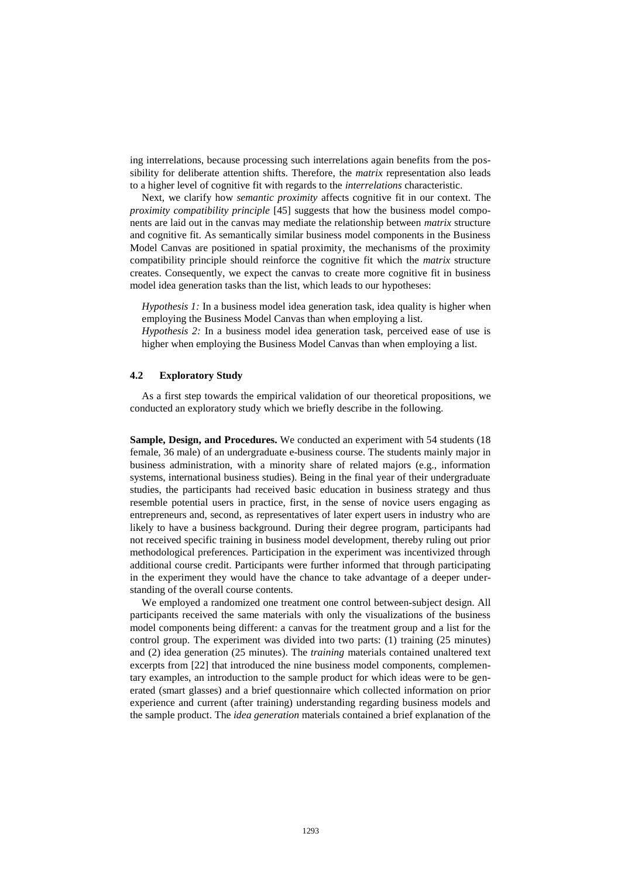ing interrelations, because processing such interrelations again benefits from the possibility for deliberate attention shifts. Therefore, the *matrix* representation also leads to a higher level of cognitive fit with regards to the *interrelations* characteristic.

Next, we clarify how *semantic proximity* affects cognitive fit in our context. The *proximity compatibility principle* [45] suggests that how the business model components are laid out in the canvas may mediate the relationship between *matrix* structure and cognitive fit. As semantically similar business model components in the Business Model Canvas are positioned in spatial proximity, the mechanisms of the proximity compatibility principle should reinforce the cognitive fit which the *matrix* structure creates. Consequently, we expect the canvas to create more cognitive fit in business model idea generation tasks than the list, which leads to our hypotheses:

*Hypothesis 1:* In a business model idea generation task, idea quality is higher when employing the Business Model Canvas than when employing a list.
*Hypothesis 2:* In a business model idea generation task, perceived ease of use is higher when employing the Business Model Canvas than when employing a list.

### 4.2 Exploratory Study

As a first step towards the empirical validation of our theoretical propositions, we conducted an exploratory study which we briefly describe in the following.

**Sample, Design, and Procedures.** We conducted an experiment with 54 students (18 female, 36 male) of an undergraduate e-business course. The students mainly major in business administration, with a minority share of related majors (e.g., information systems, international business studies). Being in the final year of their undergraduate studies, the participants had received basic education in business strategy and thus resemble potential users in practice, first, in the sense of novice users engaging as entrepreneurs and, second, as representatives of later expert users in industry who are likely to have a business background. During their degree program, participants had not received specific training in business model development, thereby ruling out prior methodological preferences. Participation in the experiment was incentivized through additional course credit. Participants were further informed that through participating in the experiment they would have the chance to take advantage of a deeper understanding of the overall course contents.

We employed a randomized one treatment one control between-subject design. All participants received the same materials with only the visualizations of the business model components being different: a canvas for the treatment group and a list for the control group. The experiment was divided into two parts: (1) training (25 minutes) and (2) idea generation (25 minutes). The *training* materials contained unaltered text excerpts from [22] that introduced the nine business model components, complementary examples, an introduction to the sample product for which ideas were to be generated (smart glasses) and a brief questionnaire which collected information on prior experience and current (after training) understanding regarding business models and the sample product. The *idea generation* materials contained a brief explanation of the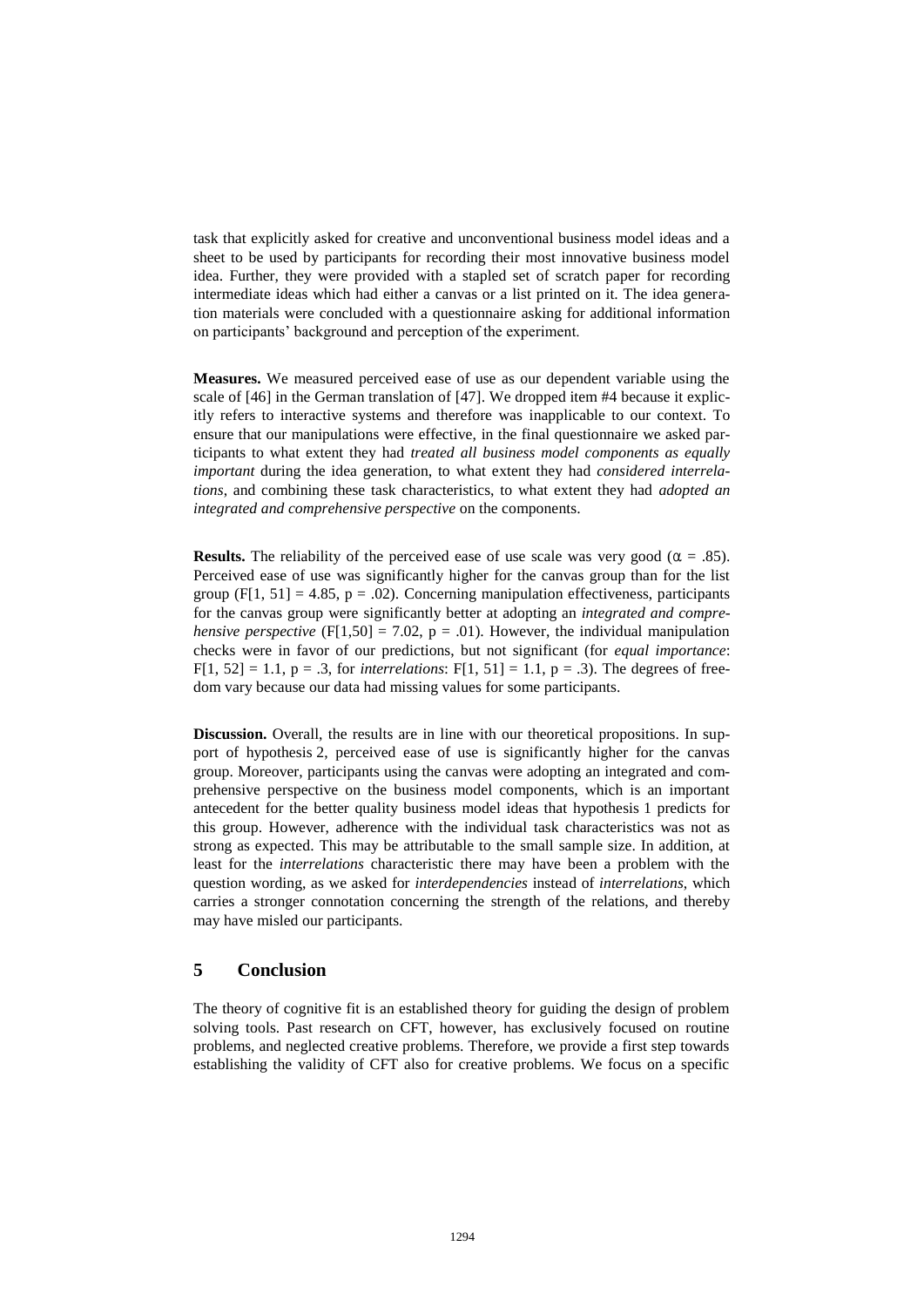task that explicitly asked for creative and unconventional business model ideas and a sheet to be used by participants for recording their most innovative business model idea. Further, they were provided with a stapled set of scratch paper for recording intermediate ideas which had either a canvas or a list printed on it. The idea generation materials were concluded with a questionnaire asking for additional information on participants' background and perception of the experiment.

**Measures.** We measured perceived ease of use as our dependent variable using the scale of [46] in the German translation of [47]. We dropped item #4 because it explicitly refers to interactive systems and therefore was inapplicable to our context. To ensure that our manipulations were effective, in the final questionnaire we asked participants to what extent they had *treated all business model components as equally important* during the idea generation, to what extent they had *considered interrelations*, and combining these task characteristics, to what extent they had *adopted an integrated and comprehensive perspective* on the components.

**Results.** The reliability of the perceived ease of use scale was very good ($\alpha = .85$). Perceived ease of use was significantly higher for the canvas group than for the list group ($F[1, 51] = 4.85$, $p = .02$). Concerning manipulation effectiveness, participants for the canvas group were significantly better at adopting an *integrated and comprehensive perspective* ($F[1,50] = 7.02$, $p = .01$). However, the individual manipulation checks were in favor of our predictions, but not significant (for *equal importance*: $F[1, 52] = 1.1$, $p = .3$, for *interrelations*: $F[1, 51] = 1.1$, $p = .3$). The degrees of freedom vary because our data had missing values for some participants.

**Discussion.** Overall, the results are in line with our theoretical propositions. In support of hypothesis 2, perceived ease of use is significantly higher for the canvas group. Moreover, participants using the canvas were adopting an integrated and comprehensive perspective on the business model components, which is an important antecedent for the better quality business model ideas that hypothesis 1 predicts for this group. However, adherence with the individual task characteristics was not as strong as expected. This may be attributable to the small sample size. In addition, at least for the *interrelations* characteristic there may have been a problem with the question wording, as we asked for *interdependencies* instead of *interrelations*, which carries a stronger connotation concerning the strength of the relations, and thereby may have misled our participants.

## 5 Conclusion

The theory of cognitive fit is an established theory for guiding the design of problem solving tools. Past research on CFT, however, has exclusively focused on routine problems, and neglected creative problems. Therefore, we provide a first step towards establishing the validity of CFT also for creative problems. We focus on a specific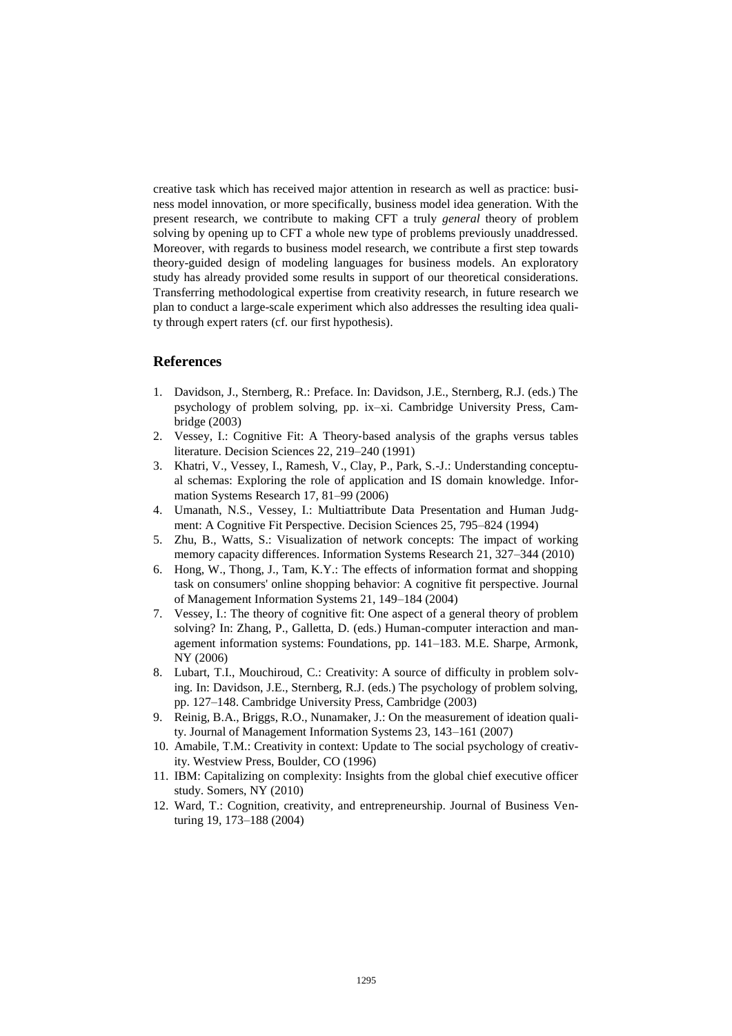creative task which has received major attention in research as well as practice: business model innovation, or more specifically, business model idea generation. With the present research, we contribute to making CFT a truly *general* theory of problem solving by opening up to CFT a whole new type of problems previously unaddressed. Moreover, with regards to business model research, we contribute a first step towards theory-guided design of modeling languages for business models. An exploratory study has already provided some results in support of our theoretical considerations. Transferring methodological expertise from creativity research, in future research we plan to conduct a large-scale experiment which also addresses the resulting idea quality through expert raters (cf. our first hypothesis).

## References

1. Davidson, J., Sternberg, R.: Preface. In: Davidson, J.E., Sternberg, R.J. (eds.) The psychology of problem solving, pp. ix–xi. Cambridge University Press, Cambridge (2003)
2. Vessey, I.: Cognitive Fit: A Theory-based analysis of the graphs versus tables literature. Decision Sciences 22, 219–240 (1991)
3. Khatri, V., Vessey, I., Ramesh, V., Clay, P., Park, S.-J.: Understanding conceptual schemas: Exploring the role of application and IS domain knowledge. Information Systems Research 17, 81–99 (2006)
4. Umanath, N.S., Vessey, I.: Multiattribute Data Presentation and Human Judgment: A Cognitive Fit Perspective. Decision Sciences 25, 795–824 (1994)
5. Zhu, B., Watts, S.: Visualization of network concepts: The impact of working memory capacity differences. Information Systems Research 21, 327–344 (2010)
6. Hong, W., Thong, J., Tam, K.Y.: The effects of information format and shopping task on consumers' online shopping behavior: A cognitive fit perspective. Journal of Management Information Systems 21, 149–184 (2004)
7. Vessey, I.: The theory of cognitive fit: One aspect of a general theory of problem solving? In: Zhang, P., Galletta, D. (eds.) Human-computer interaction and management information systems: Foundations, pp. 141–183. M.E. Sharpe, Armonk, NY (2006)
8. Lubart, T.I., Mouchiroud, C.: Creativity: A source of difficulty in problem solving. In: Davidson, J.E., Sternberg, R.J. (eds.) The psychology of problem solving, pp. 127–148. Cambridge University Press, Cambridge (2003)
9. Reinig, B.A., Briggs, R.O., Nunamaker, J.: On the measurement of ideation quality. Journal of Management Information Systems 23, 143–161 (2007)
10. Amabile, T.M.: Creativity in context: Update to The social psychology of creativity. Westview Press, Boulder, CO (1996)
11. IBM: Capitalizing on complexity: Insights from the global chief executive officer study. Somers, NY (2010)
12. Ward, T.: Cognition, creativity, and entrepreneurship. Journal of Business Venturing 19, 173–188 (2004)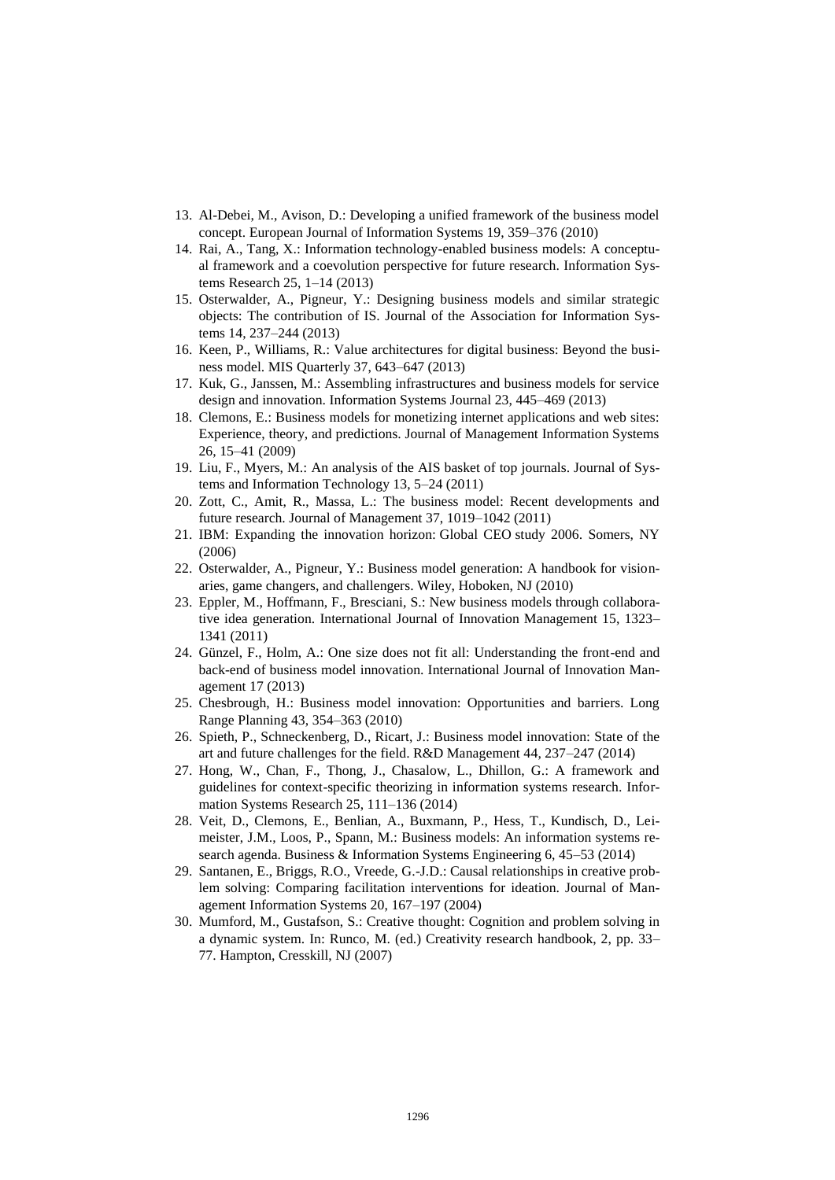13. Al-Debei, M., Avison, D.: Developing a unified framework of the business model concept. European Journal of Information Systems 19, 359–376 (2010)
14. Rai, A., Tang, X.: Information technology-enabled business models: A conceptual framework and a coevolution perspective for future research. Information Systems Research 25, 1–14 (2013)
15. Osterwalder, A., Pigneur, Y.: Designing business models and similar strategic objects: The contribution of IS. Journal of the Association for Information Systems 14, 237–244 (2013)
16. Keen, P., Williams, R.: Value architectures for digital business: Beyond the business model. MIS Quarterly 37, 643–647 (2013)
17. Kuk, G., Janssen, M.: Assembling infrastructures and business models for service design and innovation. Information Systems Journal 23, 445–469 (2013)
18. Clemons, E.: Business models for monetizing internet applications and web sites: Experience, theory, and predictions. Journal of Management Information Systems 26, 15–41 (2009)
19. Liu, F., Myers, M.: An analysis of the AIS basket of top journals. Journal of Systems and Information Technology 13, 5–24 (2011)
20. Zott, C., Amit, R., Massa, L.: The business model: Recent developments and future research. Journal of Management 37, 1019–1042 (2011)
21. IBM: Expanding the innovation horizon: Global CEO study 2006. Somers, NY (2006)
22. Osterwalder, A., Pigneur, Y.: Business model generation: A handbook for visionaries, game changers, and challengers. Wiley, Hoboken, NJ (2010)
23. Eppler, M., Hoffmann, F., Bresciani, S.: New business models through collaborative idea generation. International Journal of Innovation Management 15, 1323–1341 (2011)
24. Günzel, F., Holm, A.: One size does not fit all: Understanding the front-end and back-end of business model innovation. International Journal of Innovation Management 17 (2013)
25. Chesbrough, H.: Business model innovation: Opportunities and barriers. Long Range Planning 43, 354–363 (2010)
26. Spieth, P., Schneckenberg, D., Ricart, J.: Business model innovation: State of the art and future challenges for the field. R&D Management 44, 237–247 (2014)
27. Hong, W., Chan, F., Thong, J., Chasalow, L., Dhillon, G.: A framework and guidelines for context-specific theorizing in information systems research. Information Systems Research 25, 111–136 (2014)
28. Veit, D., Clemons, E., Benlian, A., Buxmann, P., Hess, T., Kundisch, D., Leimeister, J.M., Loos, P., Spann, M.: Business models: An information systems research agenda. Business & Information Systems Engineering 6, 45–53 (2014)
29. Santanen, E., Briggs, R.O., Vreede, G.-J.D.: Causal relationships in creative problem solving: Comparing facilitation interventions for ideation. Journal of Management Information Systems 20, 167–197 (2004)
30. Mumford, M., Gustafson, S.: Creative thought: Cognition and problem solving in a dynamic system. In: Runco, M. (ed.) Creativity research handbook, 2, pp. 33–77. Hampton, Cresskill, NJ (2007)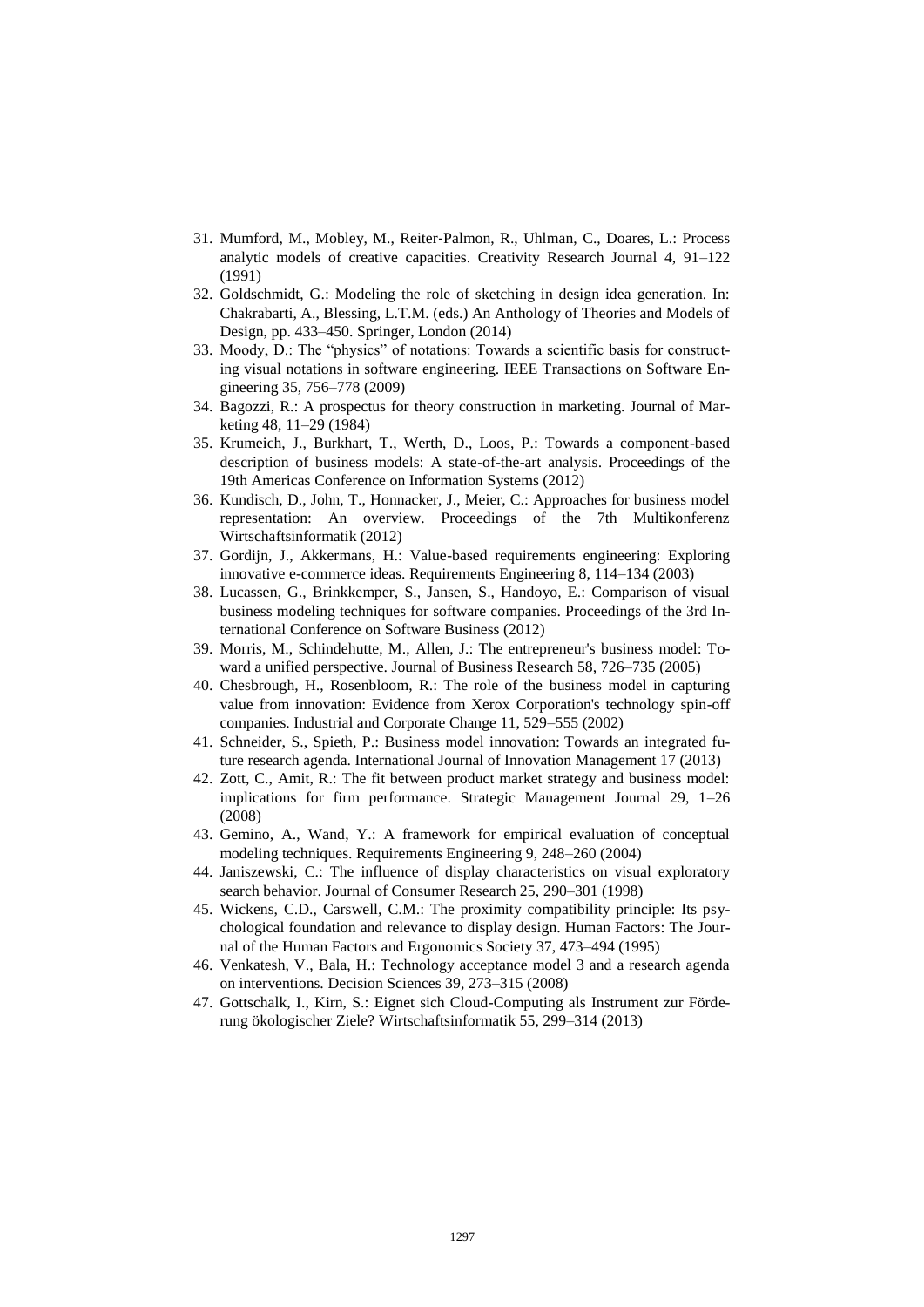31. Mumford, M., Mobley, M., Reiter-Palmon, R., Uhlman, C., Doares, L.: Process analytic models of creative capacities. Creativity Research Journal 4, 91–122 (1991)
32. Goldschmidt, G.: Modeling the role of sketching in design idea generation. In: Chakrabarti, A., Blessing, L.T.M. (eds.) An Anthology of Theories and Models of Design, pp. 433–450. Springer, London (2014)
33. Moody, D.: The "physics" of notations: Towards a scientific basis for constructing visual notations in software engineering. IEEE Transactions on Software Engineering 35, 756–778 (2009)
34. Bagozzi, R.: A prospectus for theory construction in marketing. Journal of Marketing 48, 11–29 (1984)
35. Krumeich, J., Burkhart, T., Werth, D., Loos, P.: Towards a component-based description of business models: A state-of-the-art analysis. Proceedings of the 19th Americas Conference on Information Systems (2012)
36. Kundisch, D., John, T., Honnacker, J., Meier, C.: Approaches for business model representation: An overview. Proceedings of the 7th Multikonferenz Wirtschaftsinformatik (2012)
37. Gordijn, J., Akkermans, H.: Value-based requirements engineering: Exploring innovative e-commerce ideas. Requirements Engineering 8, 114–134 (2003)
38. Lucassen, G., Brinkkemper, S., Jansen, S., Handoyo, E.: Comparison of visual business modeling techniques for software companies. Proceedings of the 3rd International Conference on Software Business (2012)
39. Morris, M., Schindehutte, M., Allen, J.: The entrepreneur's business model: Toward a unified perspective. Journal of Business Research 58, 726–735 (2005)
40. Chesbrough, H., Rosenbloom, R.: The role of the business model in capturing value from innovation: Evidence from Xerox Corporation's technology spin-off companies. Industrial and Corporate Change 11, 529–555 (2002)
41. Schneider, S., Spieth, P.: Business model innovation: Towards an integrated future research agenda. International Journal of Innovation Management 17 (2013)
42. Zott, C., Amit, R.: The fit between product market strategy and business model: implications for firm performance. Strategic Management Journal 29, 1–26 (2008)
43. Gemino, A., Wand, Y.: A framework for empirical evaluation of conceptual modeling techniques. Requirements Engineering 9, 248–260 (2004)
44. Janiszewski, C.: The influence of display characteristics on visual exploratory search behavior. Journal of Consumer Research 25, 290–301 (1998)
45. Wickens, C.D., Carswell, C.M.: The proximity compatibility principle: Its psychological foundation and relevance to display design. Human Factors: The Journal of the Human Factors and Ergonomics Society 37, 473–494 (1995)
46. Venkatesh, V., Bala, H.: Technology acceptance model 3 and a research agenda on interventions. Decision Sciences 39, 273–315 (2008)
47. Gottschalk, I., Kirn, S.: Eignet sich Cloud-Computing als Instrument zur Förderung ökologischer Ziele? Wirtschaftsinformatik 55, 299–314 (2013)